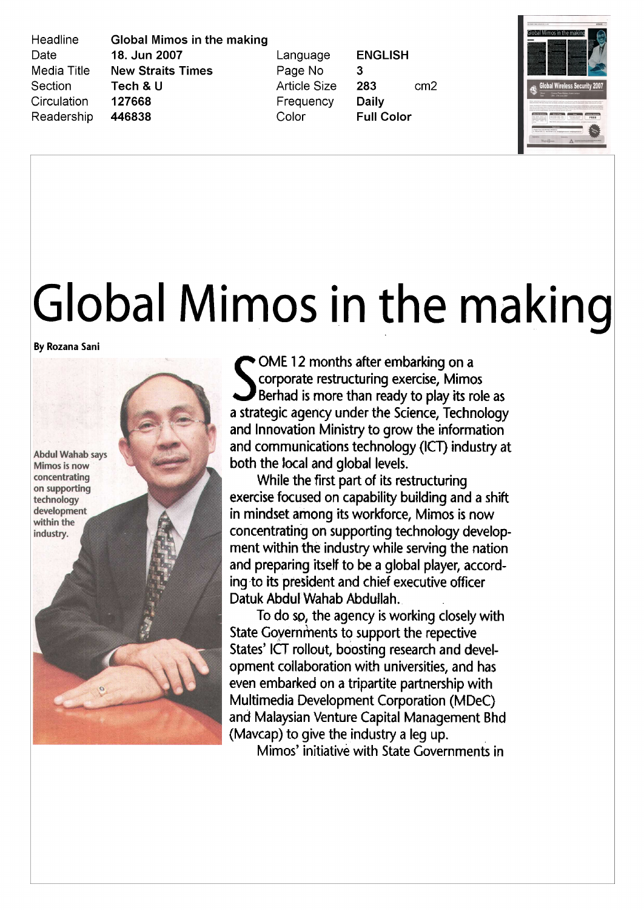| Headline | Global Mimos in the making | | |
|---|---|---|---|
| Date | 18. Jun 2007 | Language | ENGLISH |
| Media Title | New Straits Times | Page No | 3 |
| Section | Tech & U | Article Size | 283 cm2 |
| Circulation | 127668 | Frequency | Daily |
| Readership | 446838 | Color | Full Color |

# Global Mimos in the making

**By Rozana Sani**

Abdul Wahab says Mimos is now concentrating on supporting technology development within the industry.

SOME 12 months after embarking on a corporate restructuring exercise, Mimos Berhad is more than ready to play its role as a strategic agency under the Science, Technology and Innovation Ministry to grow the information and communications technology (ICT) industry at both the local and global levels.

While the first part of its restructuring exercise focused on capability building and a shift in mindset among its workforce, Mimos is now concentrating on supporting technology development within the industry while serving the nation and preparing itself to be a global player, according to its president and chief executive officer Datuk Abdul Wahab Abdullah.

To do so, the agency is working closely with State Governments to support the repective States' ICT rollout, boosting research and development collaboration with universities, and has even embarked on a tripartite partnership with Multimedia Development Corporation (MDeC) and Malaysian Venture Capital Management Bhd (Mavcap) to give the industry a leg up.

Mimos' initiative with State Governments in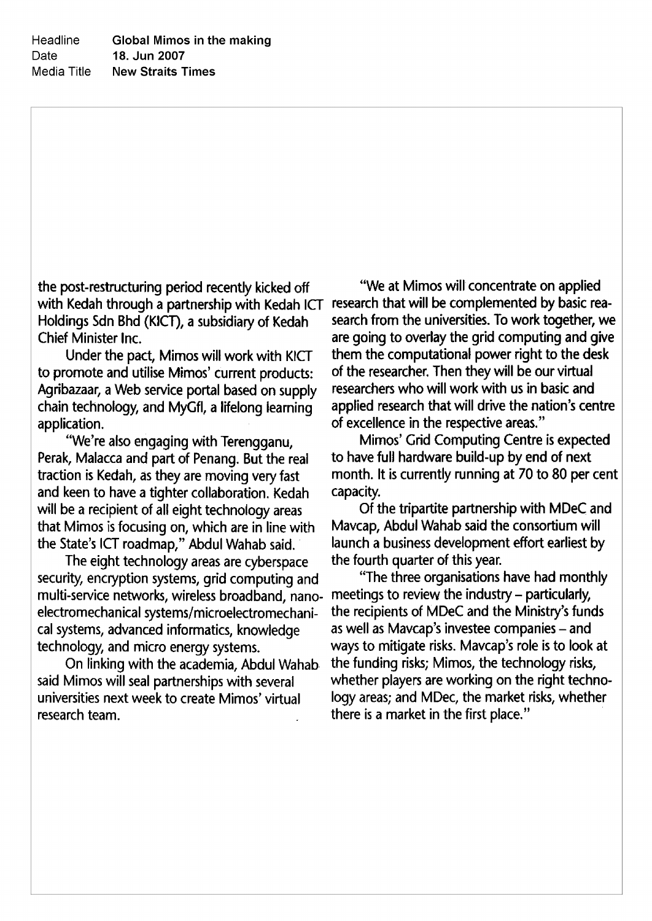the post-restructuring period recently kicked off with Kedah through a partnership with Kedah ICT Holdings Sdn Bhd (KICT), a subsidiary of Kedah Chief Minister Inc.

Under the pact, Mimos will work with KICT to promote and utilise Mimos' current products: Agribazaar, a Web service portal based on supply chain technology, and MyGfl, a lifelong learning application.

"We're also engaging with Terengganu, Perak, Malacca and part of Penang. But the real traction is Kedah, as they are moving very fast and keen to have a tighter collaboration. Kedah will be a recipient of all eight technology areas that Mimos is focusing on, which are in line with the State's ICT roadmap," Abdul Wahab said.

The eight technology areas are cyberspace security, encryption systems, grid computing and multi-service networks, wireless broadband, nano-electromechanical systems/microelectromechanical systems, advanced informatics, knowledge technology, and micro energy systems.

On linking with the academia, Abdul Wahab said Mimos will seal partnerships with several universities next week to create Mimos' virtual research team.

"We at Mimos will concentrate on applied research that will be complemented by basic research from the universities. To work together, we are going to overlay the grid computing and give them the computational power right to the desk of the researcher. Then they will be our virtual researchers who will work with us in basic and applied research that will drive the nation's centre of excellence in the respective areas."

Mimos' Grid Computing Centre is expected to have full hardware build-up by end of next month. It is currently running at 70 to 80 per cent capacity.

Of the tripartite partnership with MDeC and Mavcap, Abdul Wahab said the consortium will launch a business development effort earliest by the fourth quarter of this year.

"The three organisations have had monthly meetings to review the industry – particularly, the recipients of MDeC and the Ministry's funds as well as Mavcap's investee companies – and ways to mitigate risks. Mavcap's role is to look at the funding risks; Mimos, the technology risks, whether players are working on the right technology areas; and MDec, the market risks, whether there is a market in the first place."